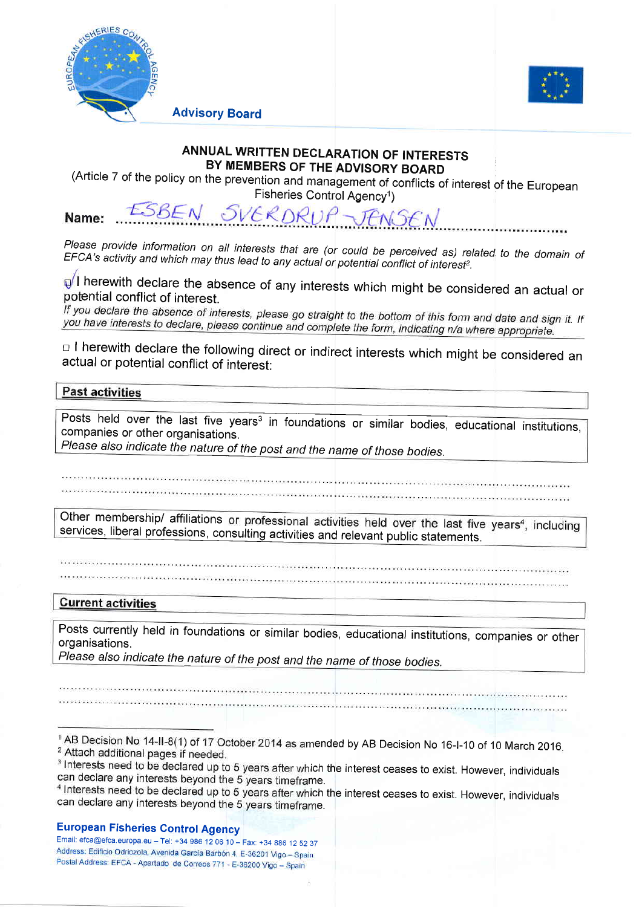Advisory Board

# ANNUAL WRITTEN DECLARATION OF INTERESTS BY MEMBERS OF THE ADVISORY BOARD

(Article 7 of the policy on the prevention and management of conflicts of interest of the European Fisheries Control Agency[1])

**Name:** ESBEN SVERDRUP-JENSEN

*Please provide information on all interests that are (or could be perceived as) related to the domain of EFCA's activity and which may thus lead to any actual or potential conflict of interest[2].*

☑ I herewith declare the absence of any interests which might be considered an actual or potential conflict of interest.

*If you declare the absence of interests, please go straight to the bottom of this form and date and sign it. If you have interests to declare, please continue and complete the form, indicating n/a where appropriate.*

☐ I herewith declare the following direct or indirect interests which might be considered an actual or potential conflict of interest:

## Past activities

Posts held over the last five years[3] in foundations or similar bodies, educational institutions, companies or other organisations.
*Please also indicate the nature of the post and the name of those bodies.*

..........

Other membership/ affiliations or professional activities held over the last five years[4], including services, liberal professions, consulting activities and relevant public statements.

..........

## Current activities

Posts currently held in foundations or similar bodies, educational institutions, companies or other organisations.
*Please also indicate the nature of the post and the name of those bodies.*

..........

---

[1] AB Decision No 14-II-8(1) of 17 October 2014 as amended by AB Decision No 16-I-10 of 10 March 2016.
[2] Attach additional pages if needed.
[3] Interests need to be declared up to 5 years after which the interest ceases to exist. However, individuals can declare any interests beyond the 5 years timeframe.
[4] Interests need to be declared up to 5 years after which the interest ceases to exist. However, individuals can declare any interests beyond the 5 years timeframe.

**European Fisheries Control Agency**
Email: efca@efca.europa.eu – Tel: +34 986 12 06 10 – Fax: +34 886 12 52 37
Address: Edificio Odriozola, Avenida García Barbón 4, E-36201 Vigo – Spain
Postal Address: EFCA - Apartado de Correos 771 - E-36200 Vigo – Spain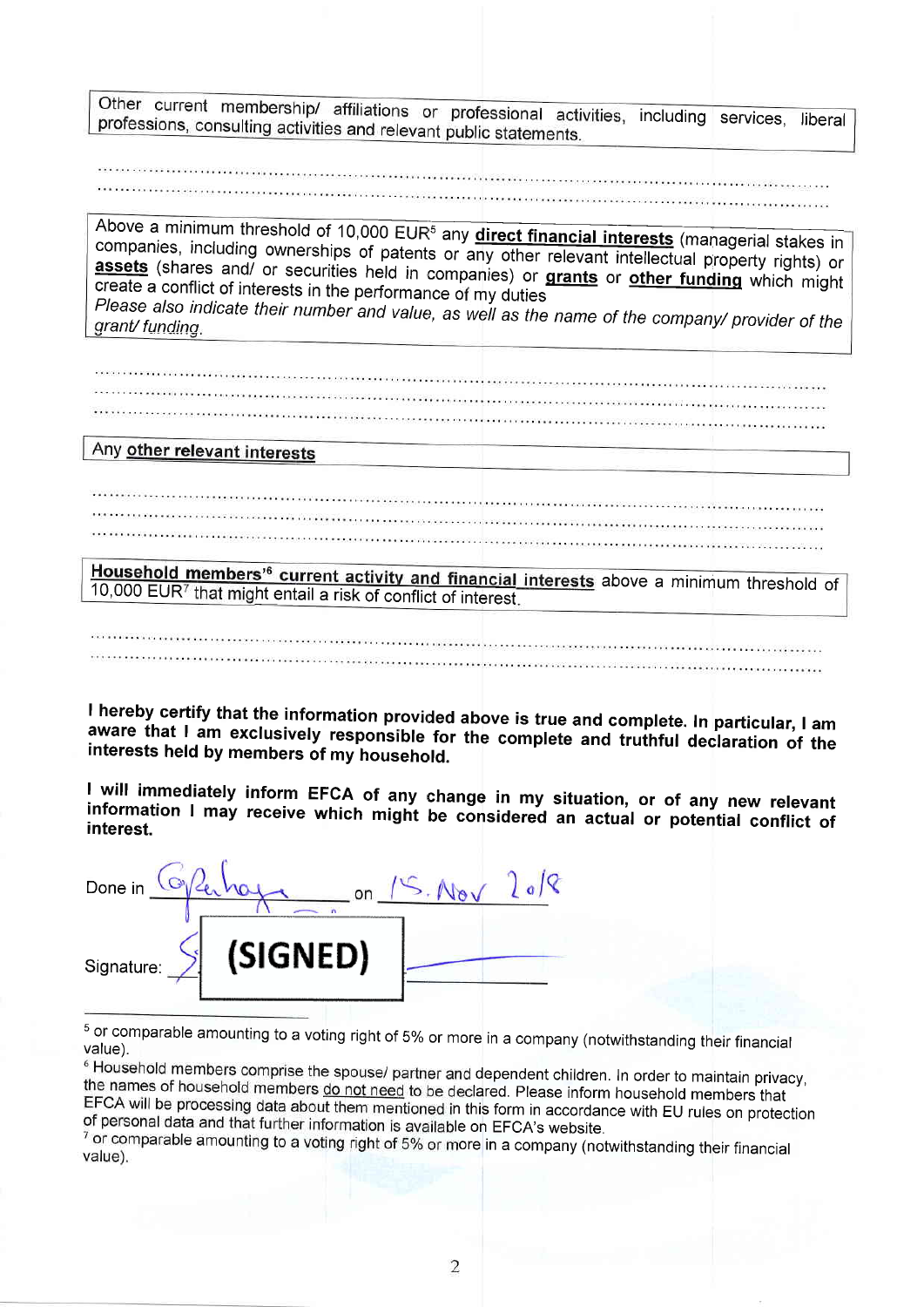Other current membership/ affiliations or professional activities, including services, liberal professions, consulting activities and relevant public statements.

.......................................................................................................................
.......................................................................................................................

Above a minimum threshold of 10,000 EUR[5] any **direct financial interests** (managerial stakes in companies, including ownerships of patents or any other relevant intellectual property rights) or **assets** (shares and/ or securities held in companies) or **grants** or **other funding** which might create a conflict of interests in the performance of my duties
*Please also indicate their number and value, as well as the name of the company/ provider of the grant/ funding.*

.......................................................................................................................
.......................................................................................................................
.......................................................................................................................

Any **other relevant interests**

.......................................................................................................................
.......................................................................................................................
.......................................................................................................................

**Household members'[6] current activity and financial interests** above a minimum threshold of 10,000 EUR[7] that might entail a risk of conflict of interest.

.......................................................................................................................
.......................................................................................................................

**I hereby certify that the information provided above is true and complete. In particular, I am aware that I am exclusively responsible for the complete and truthful declaration of the interests held by members of my household.**

**I will immediately inform EFCA of any change in my situation, or of any new relevant information I may receive which might be considered an actual or potential conflict of interest.**

Done in Copenhagen on 15. Nov 2018

Signature: (SIGNED)

---

[5] or comparable amounting to a voting right of 5% or more in a company (notwithstanding their financial value).

[6] Household members comprise the spouse/ partner and dependent children. In order to maintain privacy, the names of household members do not need to be declared. Please inform household members that EFCA will be processing data about them mentioned in this form in accordance with EU rules on protection of personal data and that further information is available on EFCA's website.

[7] or comparable amounting to a voting right of 5% or more in a company (notwithstanding their financial value).